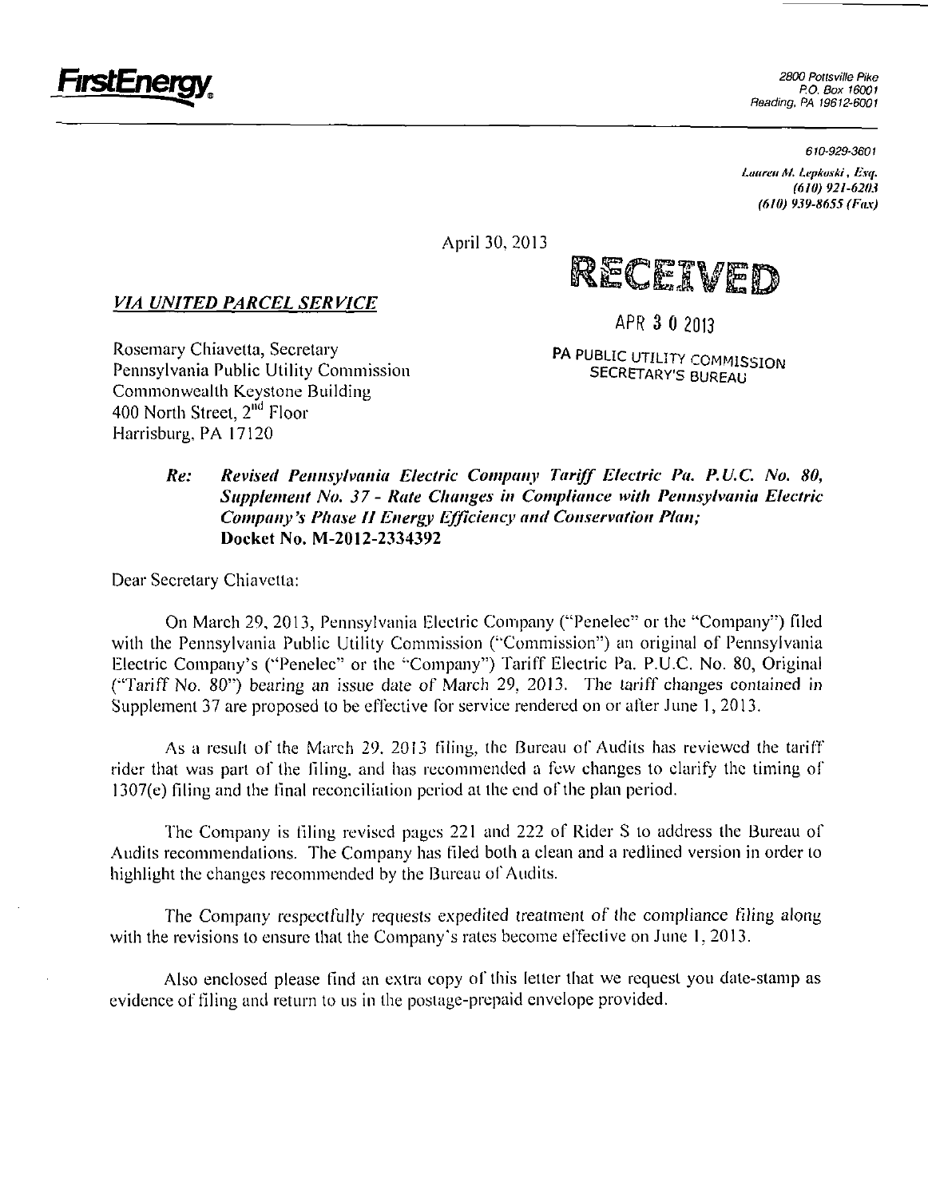**FirstEnergy**

2800 Pottsville Pike
P.O. Box 16001
Reading, PA 19612-6001

610-929-3601

*Lauren M. Lepkoski, Esq.*
*(610) 921-6203*
*(610) 939-8655 (Fax)*

April 30, 2013

RECEIVED

APR 30 2013

PA PUBLIC UTILITY COMMISSION
SECRETARY'S BUREAU

***VIA UNITED PARCEL SERVICE***

Rosemary Chiavetta, Secretary
Pennsylvania Public Utility Commission
Commonwealth Keystone Building
400 North Street, 2nd Floor
Harrisburg, PA 17120

**Re:** ***Revised Pennsylvania Electric Company Tariff Electric Pa. P.U.C. No. 80, Supplement No. 37 - Rate Changes in Compliance with Pennsylvania Electric Company's Phase II Energy Efficiency and Conservation Plan;*** **Docket No. M-2012-2334392**

Dear Secretary Chiavetta:

On March 29, 2013, Pennsylvania Electric Company ("Penelec" or the "Company") filed with the Pennsylvania Public Utility Commission ("Commission") an original of Pennsylvania Electric Company's ("Penelec" or the "Company") Tariff Electric Pa. P.U.C. No. 80, Original ("Tariff No. 80") bearing an issue date of March 29, 2013. The tariff changes contained in Supplement 37 are proposed to be effective for service rendered on or after June 1, 2013.

As a result of the March 29, 2013 filing, the Bureau of Audits has reviewed the tariff rider that was part of the filing, and has recommended a few changes to clarify the timing of 1307(e) filing and the final reconciliation period at the end of the plan period.

The Company is filing revised pages 221 and 222 of Rider S to address the Bureau of Audits recommendations. The Company has filed both a clean and a redlined version in order to highlight the changes recommended by the Bureau of Audits.

The Company respectfully requests expedited treatment of the compliance filing along with the revisions to ensure that the Company's rates become effective on June 1, 2013.

Also enclosed please find an extra copy of this letter that we request you date-stamp as evidence of filing and return to us in the postage-prepaid envelope provided.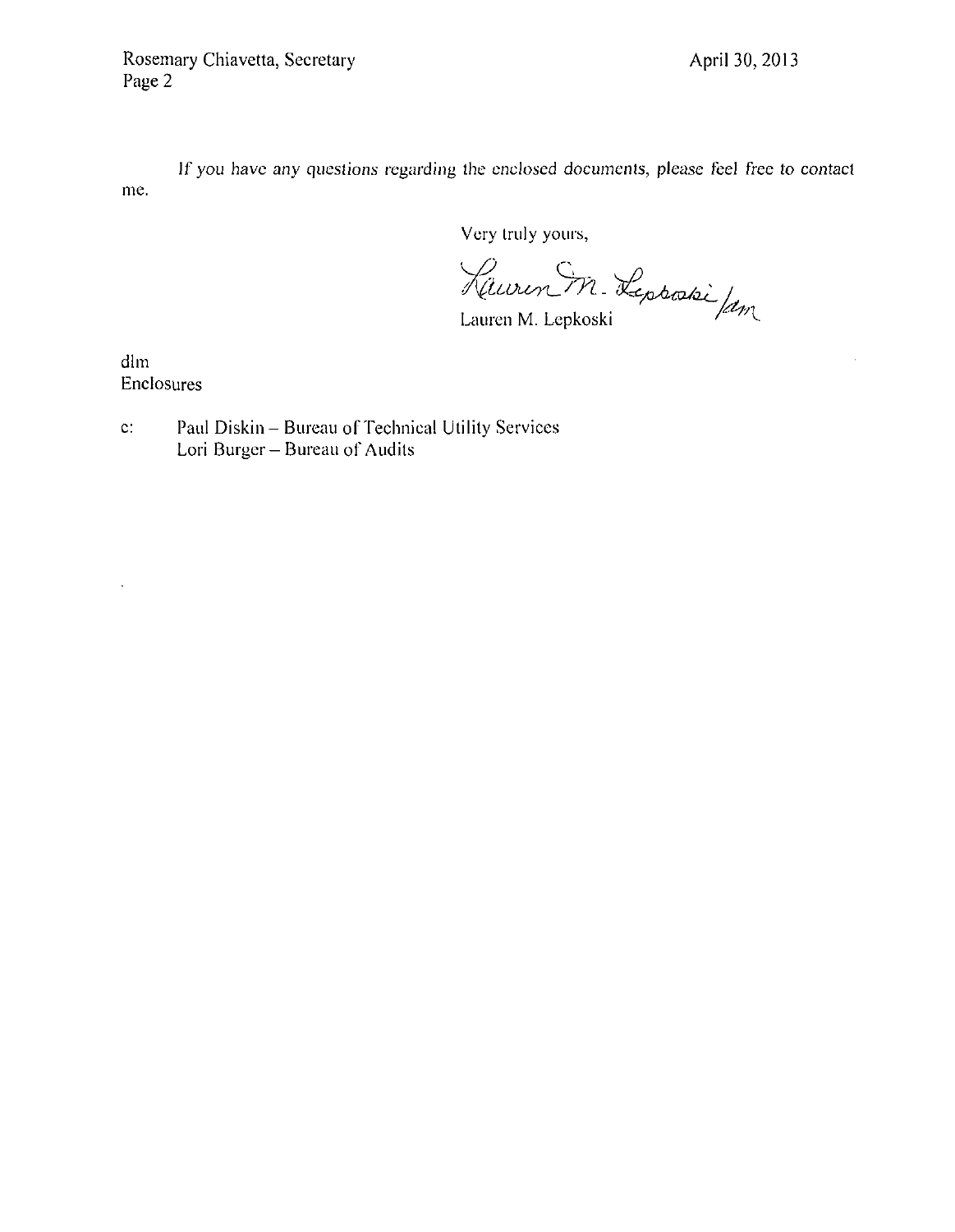If you have any questions regarding the enclosed documents, please feel free to contact me.

Very truly yours,

Lauren M. Lepkoski /dm

Lauren M. Lepkoski

dlm
Enclosures

c: Paul Diskin – Bureau of Technical Utility Services
Lori Burger – Bureau of Audits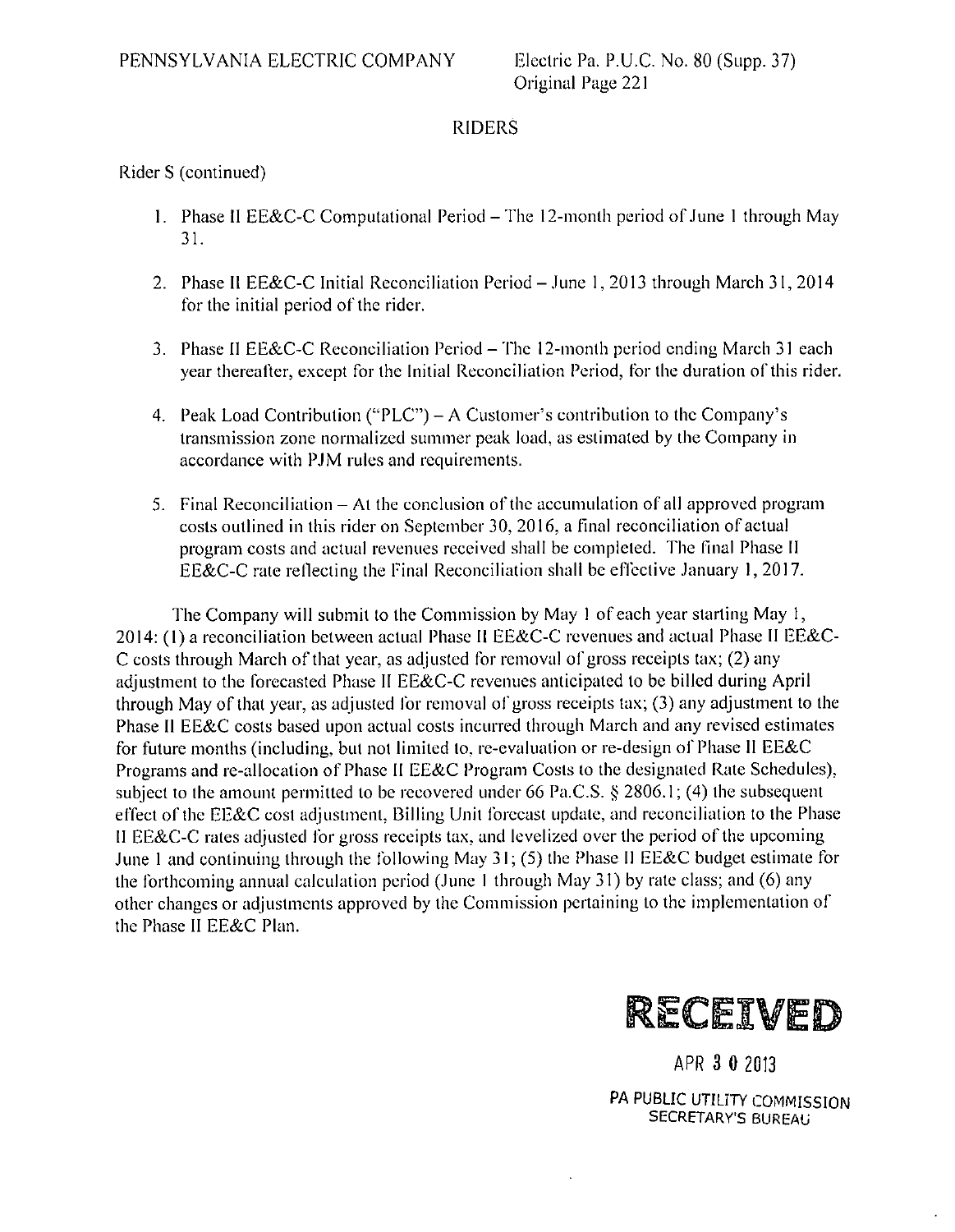PENNSYLVANIA ELECTRIC COMPANY

Electric Pa. P.U.C. No. 80 (Supp. 37)
Original Page 221

## RIDERS

Rider S (continued)

1. Phase II EE&C-C Computational Period – The 12-month period of June 1 through May 31.

2. Phase II EE&C-C Initial Reconciliation Period – June 1, 2013 through March 31, 2014 for the initial period of the rider.

3. Phase II EE&C-C Reconciliation Period – The 12-month period ending March 31 each year thereafter, except for the Initial Reconciliation Period, for the duration of this rider.

4. Peak Load Contribution ("PLC") – A Customer's contribution to the Company's transmission zone normalized summer peak load, as estimated by the Company in accordance with PJM rules and requirements.

5. Final Reconciliation – At the conclusion of the accumulation of all approved program costs outlined in this rider on September 30, 2016, a final reconciliation of actual program costs and actual revenues received shall be completed. The final Phase II EE&C-C rate reflecting the Final Reconciliation shall be effective January 1, 2017.

The Company will submit to the Commission by May 1 of each year starting May 1, 2014: (1) a reconciliation between actual Phase II EE&C-C revenues and actual Phase II EE&C-C costs through March of that year, as adjusted for removal of gross receipts tax; (2) any adjustment to the forecasted Phase II EE&C-C revenues anticipated to be billed during April through May of that year, as adjusted for removal of gross receipts tax; (3) any adjustment to the Phase II EE&C costs based upon actual costs incurred through March and any revised estimates for future months (including, but not limited to, re-evaluation or re-design of Phase II EE&C Programs and re-allocation of Phase II EE&C Program Costs to the designated Rate Schedules), subject to the amount permitted to be recovered under 66 Pa.C.S. § 2806.1; (4) the subsequent effect of the EE&C cost adjustment, Billing Unit forecast update, and reconciliation to the Phase II EE&C-C rates adjusted for gross receipts tax, and levelized over the period of the upcoming June 1 and continuing through the following May 31; (5) the Phase II EE&C budget estimate for the forthcoming annual calculation period (June 1 through May 31) by rate class; and (6) any other changes or adjustments approved by the Commission pertaining to the implementation of the Phase II EE&C Plan.

RECEIVED

APR 30 2013

PA PUBLIC UTILITY COMMISSION
SECRETARY'S BUREAU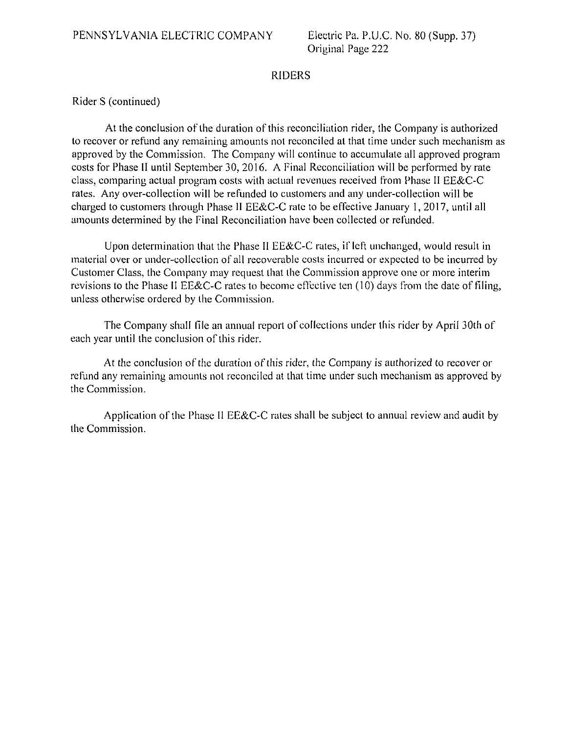PENNSYLVANIA ELECTRIC COMPANY

Electric Pa. P.U.C. No. 80 (Supp. 37)
Original Page 222

## RIDERS

Rider S (continued)

At the conclusion of the duration of this reconciliation rider, the Company is authorized to recover or refund any remaining amounts not reconciled at that time under such mechanism as approved by the Commission. The Company will continue to accumulate all approved program costs for Phase II until September 30, 2016. A Final Reconciliation will be performed by rate class, comparing actual program costs with actual revenues received from Phase II EE&C-C rates. Any over-collection will be refunded to customers and any under-collection will be charged to customers through Phase II EE&C-C rate to be effective January 1, 2017, until all amounts determined by the Final Reconciliation have been collected or refunded.

Upon determination that the Phase II EE&C-C rates, if left unchanged, would result in material over or under-collection of all recoverable costs incurred or expected to be incurred by Customer Class, the Company may request that the Commission approve one or more interim revisions to the Phase II EE&C-C rates to become effective ten (10) days from the date of filing, unless otherwise ordered by the Commission.

The Company shall file an annual report of collections under this rider by April 30th of each year until the conclusion of this rider.

At the conclusion of the duration of this rider, the Company is authorized to recover or refund any remaining amounts not reconciled at that time under such mechanism as approved by the Commission.

Application of the Phase II EE&C-C rates shall be subject to annual review and audit by the Commission.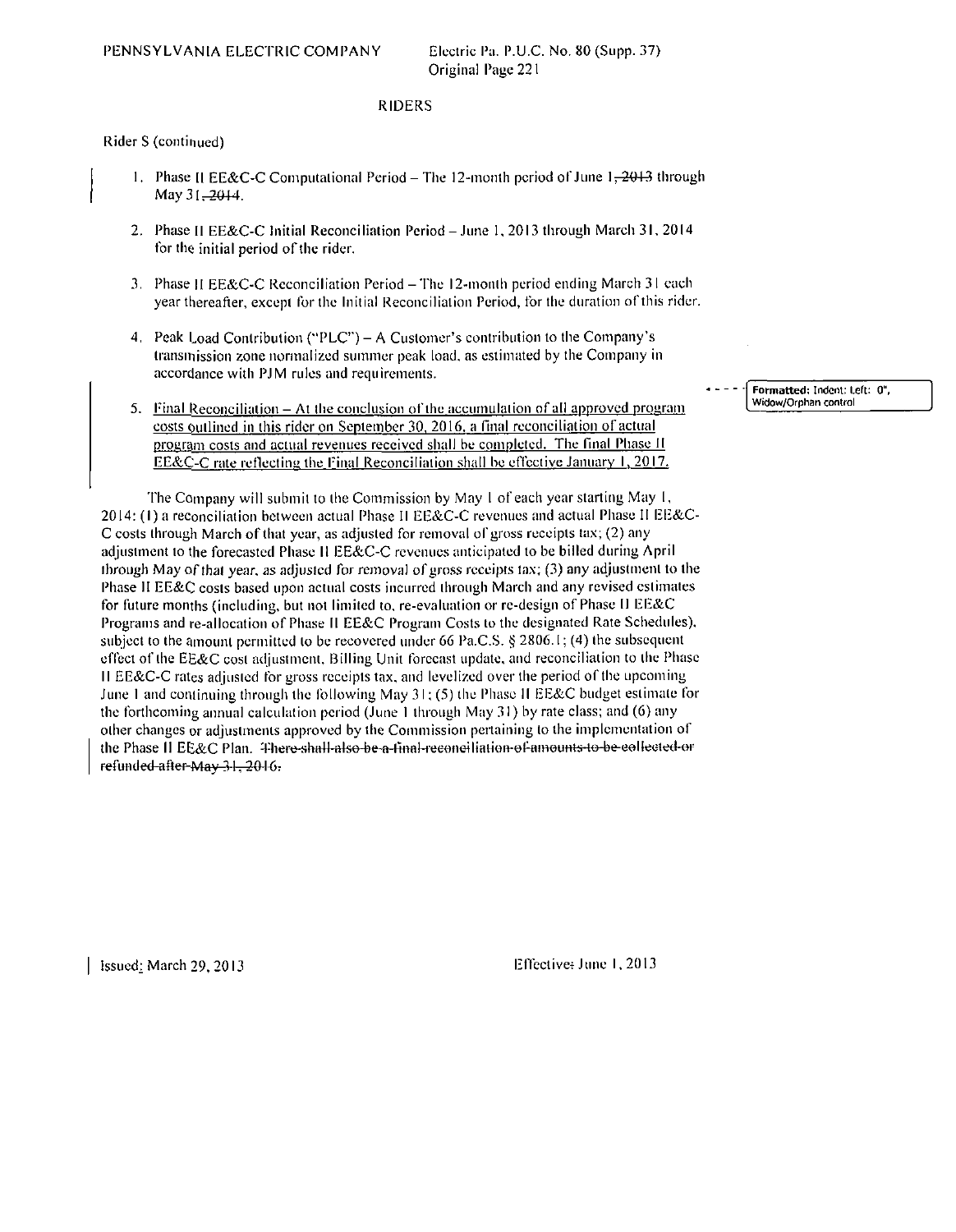PENNSYLVANIA ELECTRIC COMPANY

Electric Pa. P.U.C. No. 80 (Supp. 37)
Original Page 221

## RIDERS

Rider S (continued)

1. Phase II EE&C-C Computational Period – The 12-month period of June 1~~, 2013~~ through May 31~~, 2014~~.

2. Phase II EE&C-C Initial Reconciliation Period – June 1, 2013 through March 31, 2014 for the initial period of the rider.

3. Phase II EE&C-C Reconciliation Period – The 12-month period ending March 31 each year thereafter, except for the Initial Reconciliation Period, for the duration of this rider.

4. Peak Load Contribution ("PLC") – A Customer's contribution to the Company's transmission zone normalized summer peak load, as estimated by the Company in accordance with PJM rules and requirements.

5. Final Reconciliation – At the conclusion of the accumulation of all approved program costs outlined in this rider on September 30, 2016, a final reconciliation of actual program costs and actual revenues received shall be completed. The final Phase II EE&C-C rate reflecting the Final Reconciliation shall be effective January 1, 2017.

Formatted: Indent: Left: 0", Widow/Orphan control

The Company will submit to the Commission by May 1 of each year starting May 1, 2014: (1) a reconciliation between actual Phase II EE&C-C revenues and actual Phase II EE&C-C costs through March of that year, as adjusted for removal of gross receipts tax; (2) any adjustment to the forecasted Phase II EE&C-C revenues anticipated to be billed during April through May of that year, as adjusted for removal of gross receipts tax; (3) any adjustment to the Phase II EE&C costs based upon actual costs incurred through March and any revised estimates for future months (including, but not limited to, re-evaluation or re-design of Phase II EE&C Programs and re-allocation of Phase II EE&C Program Costs to the designated Rate Schedules), subject to the amount permitted to be recovered under 66 Pa.C.S. § 2806.1; (4) the subsequent effect of the EE&C cost adjustment, Billing Unit forecast update, and reconciliation to the Phase II EE&C-C rates adjusted for gross receipts tax, and levelized over the period of the upcoming June 1 and continuing through the following May 31; (5) the Phase II EE&C budget estimate for the forthcoming annual calculation period (June 1 through May 31) by rate class; and (6) any other changes or adjustments approved by the Commission pertaining to the implementation of the Phase II EE&C Plan. ~~There shall also be a final reconciliation of amounts to be collected or refunded after May 31, 2016.~~

Issued: March 29, 2013

Effective: June 1, 2013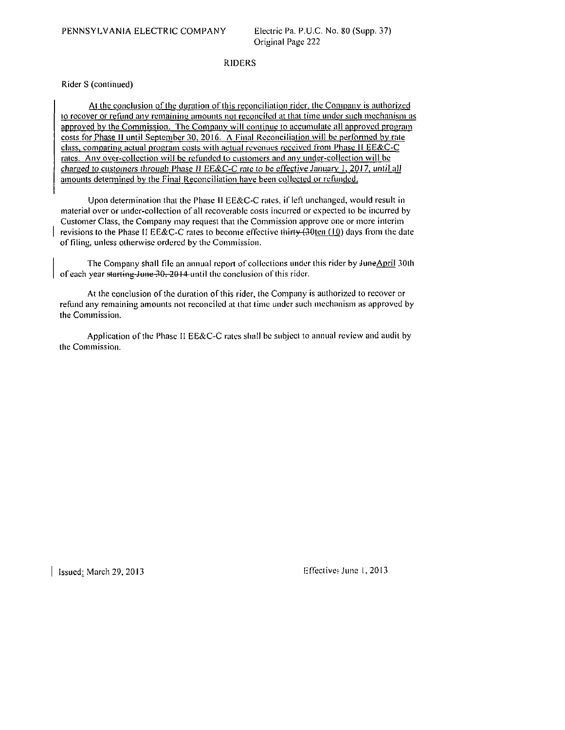PENNSYLVANIA ELECTRIC COMPANY

Electric Pa. P.U.C. No. 80 (Supp. 37)
Original Page 222

## RIDERS

Rider S (continued)

At the conclusion of the duration of this reconciliation rider, the Company is authorized to recover or refund any remaining amounts not reconciled at that time under such mechanism as approved by the Commission. The Company will continue to accumulate all approved program costs for Phase II until September 30, 2016. A Final Reconciliation will be performed by rate class, comparing actual program costs with actual revenues received from Phase II EE&C-C rates. Any over-collection will be refunded to customers and any under-collection will be *charged to customers through Phase II EE&C-C rate to be effective January 1, 2017, until all* amounts determined by the Final Reconciliation have been collected or refunded.

Upon determination that the Phase II EE&C-C rates, if left unchanged, would result in material over or under-collection of all recoverable costs incurred or expected to be incurred by Customer Class, the Company may request that the Commission approve one or more interim revisions to the Phase II EE&C-C rates to become effective ~~thirty (30~~ten (10) days from the date of filing, unless otherwise ordered by the Commission.

The Company shall file an annual report of collections under this rider by ~~June~~April 30th of each year ~~starting June 30, 2014~~ until the conclusion of this rider.

At the conclusion of the duration of this rider, the Company is authorized to recover or refund any remaining amounts not reconciled at that time under such mechanism as approved by the Commission.

Application of the Phase II EE&C-C rates shall be subject to annual review and audit by the Commission.

Issued: March 29, 2013

Effective: June 1, 2013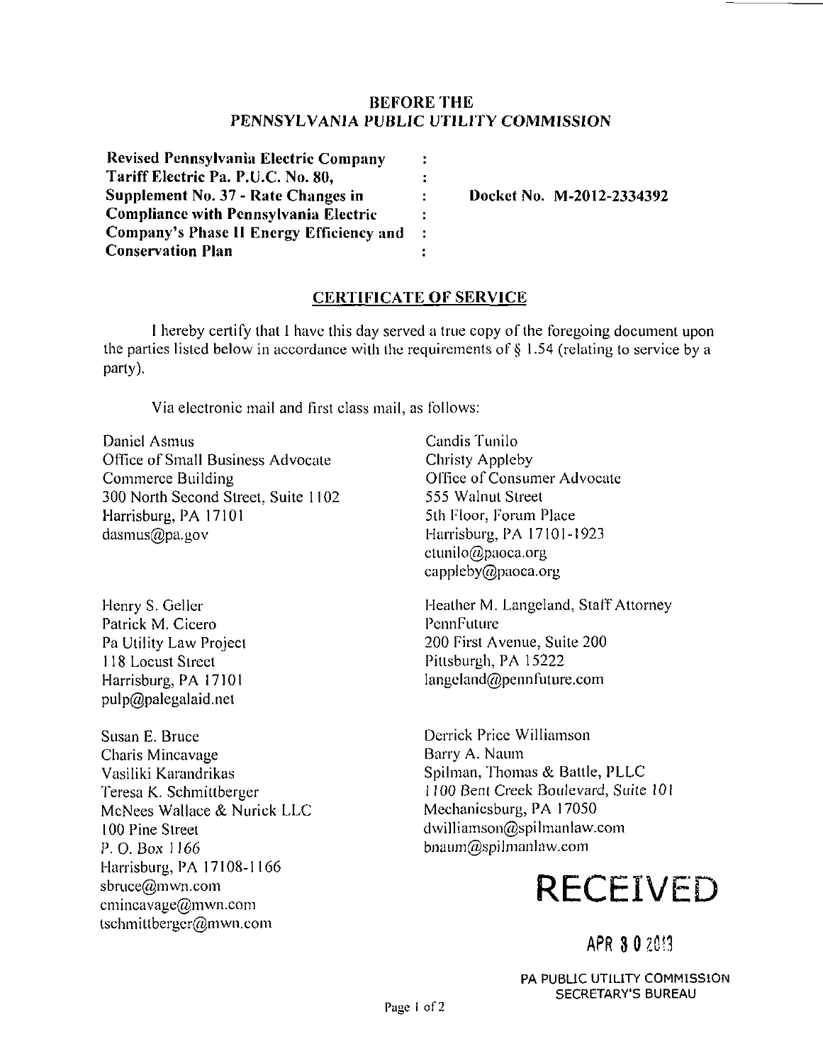**BEFORE THE**
***PENNSYLVANIA PUBLIC UTILITY COMMISSION***

| | | |
|---|---|---|
| **Revised Pennsylvania Electric Company Tariff Electric Pa. P.U.C. No. 80, Supplement No. 37 - Rate Changes in Compliance with Pennsylvania Electric Company's Phase II Energy Efficiency and Conservation Plan** | : | **Docket No. M-2012-2334392** |

## CERTIFICATE OF SERVICE

I hereby certify that I have this day served a true copy of the foregoing document upon the parties listed below in accordance with the requirements of § 1.54 (relating to service by a party).

Via electronic mail and first class mail, as follows:

Daniel Asmus
Office of Small Business Advocate
Commerce Building
300 North Second Street, Suite 1102
Harrisburg, PA 17101
dasmus@pa.gov

Candis Tunilo
Christy Appleby
Office of Consumer Advocate
555 Walnut Street
5th Floor, Forum Place
Harrisburg, PA 17101-1923
ctunilo@paoca.org
cappleby@paoca.org

Henry S. Geller
Patrick M. Cicero
Pa Utility Law Project
118 Locust Street
Harrisburg, PA 17101
pulp@palegalaid.net

Heather M. Langeland, Staff Attorney
PennFuture
200 First Avenue, Suite 200
Pittsburgh, PA 15222
langeland@pennfuture.com

Susan E. Bruce
Charis Mincavage
Vasiliki Karandrikas
Teresa K. Schmittberger
McNees Wallace & Nurick LLC
100 Pine Street
P. O. Box 1166
Harrisburg, PA 17108-1166
sbruce@mwn.com
cmincavage@mwn.com
tschmittberger@mwn.com

Derrick Price Williamson
Barry A. Naum
Spilman, Thomas & Battle, PLLC
1100 Bent Creek Boulevard, Suite 101
Mechanicsburg, PA 17050
dwilliamson@spilmanlaw.com
bnaum@spilmanlaw.com

RECEIVED

APR 30 2013

PA PUBLIC UTILITY COMMISSION
SECRETARY'S BUREAU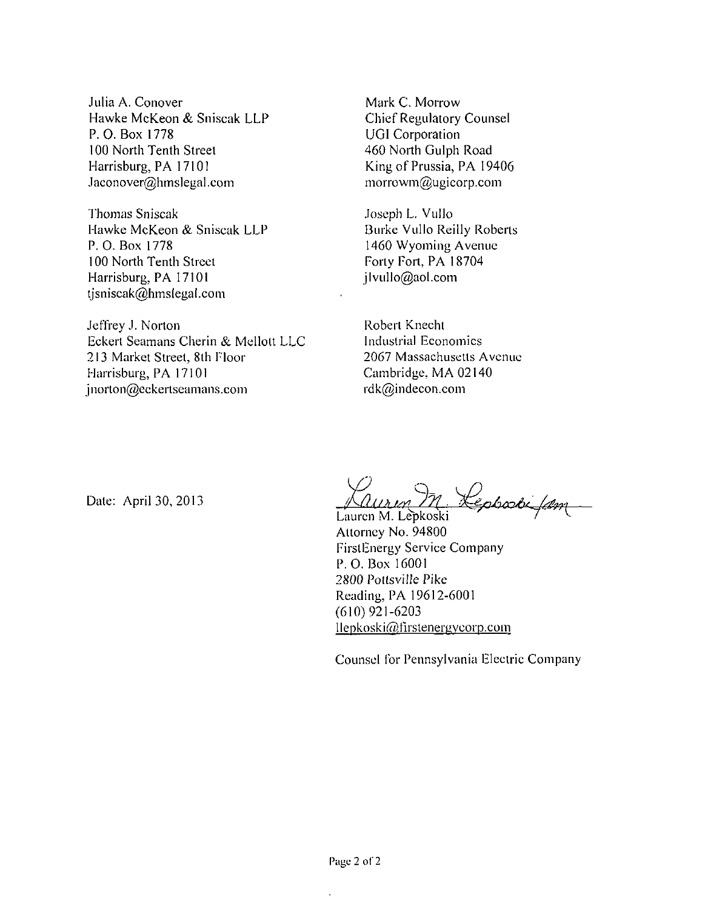Julia A. Conover
Hawke McKeon & Sniscak LLP
P. O. Box 1778
100 North Tenth Street
Harrisburg, PA 17101
Jaconover@hmslegal.com

Thomas Sniscak
Hawke McKeon & Sniscak LLP
P. O. Box 1778
100 North Tenth Street
Harrisburg, PA 17101
tjsniscak@hmslegal.com

Jeffrey J. Norton
Eckert Seamans Cherin & Mellott LLC
213 Market Street, 8th Floor
Harrisburg, PA 17101
jnorton@eckertseamans.com

Mark C. Morrow
Chief Regulatory Counsel
UGI Corporation
460 North Gulph Road
King of Prussia, PA 19406
morrowm@ugicorp.com

Joseph L. Vullo
Burke Vullo Reilly Roberts
1460 Wyoming Avenue
Forty Fort, PA 18704
jlvullo@aol.com

Robert Knecht
Industrial Economics
2067 Massachusetts Avenue
Cambridge, MA 02140
rdk@indecon.com

Date: April 30, 2013

Lauren M. Lepkoski
Attorney No. 94800
FirstEnergy Service Company
P. O. Box 16001
2800 Pottsville Pike
Reading, PA 19612-6001
(610) 921-6203
llepkoski@firstenergycorp.com

Counsel for Pennsylvania Electric Company